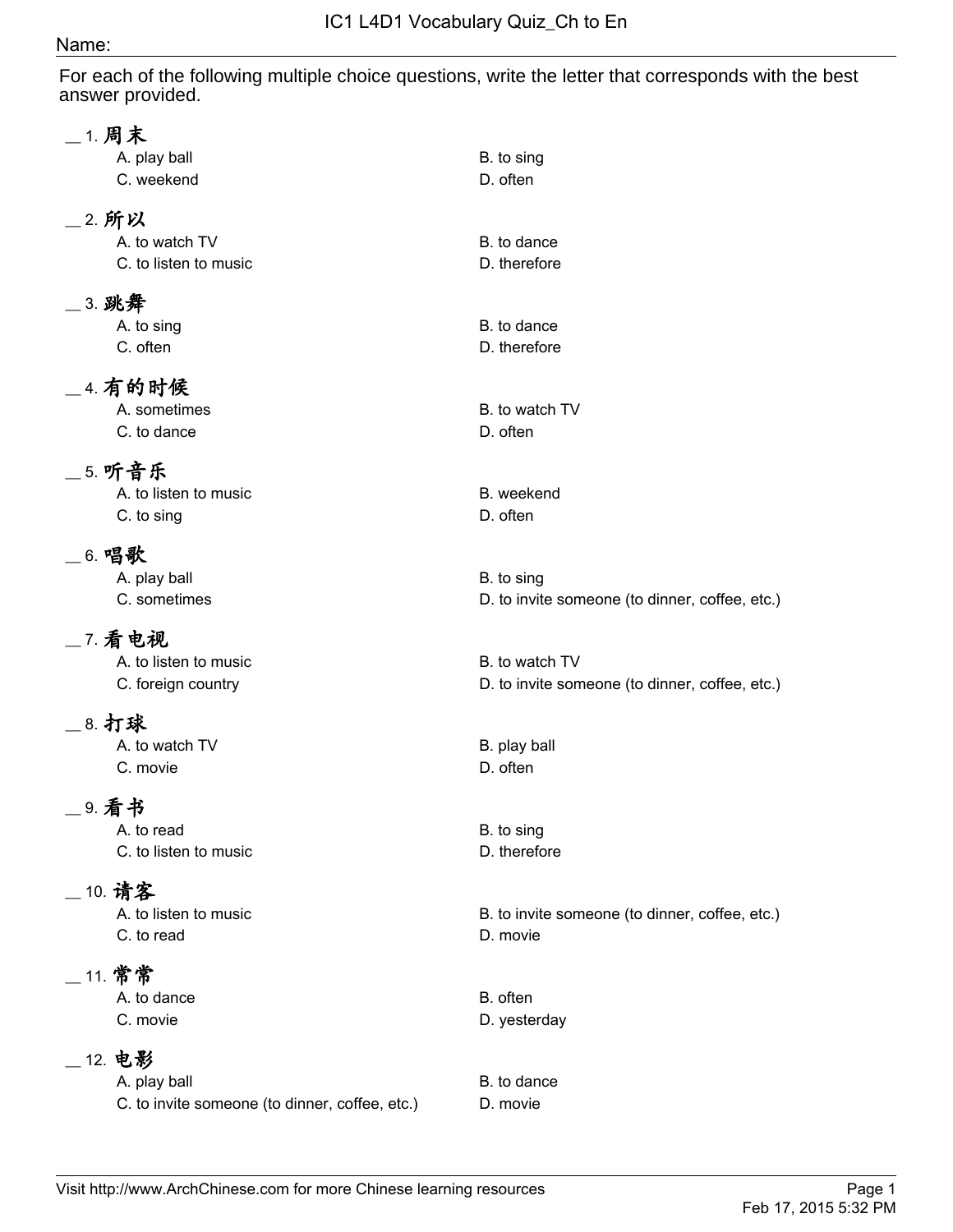# IC1 L4D1 Vocabulary Quiz_Ch to En

Name:

For each of the following multiple choice questions, write the letter that corresponds with the best answer provided.

__ 1. 周末

A. play ball
B. to sing
C. weekend
D. often

__ 2. 所以

A. to watch TV
B. to dance
C. to listen to music
D. therefore

__ 3. 跳舞

A. to sing
B. to dance
C. often
D. therefore

__ 4. 有的时候

A. sometimes
B. to watch TV
C. to dance
D. often

__ 5. 听音乐

A. to listen to music
B. weekend
C. to sing
D. often

__ 6. 唱歌

A. play ball
B. to sing
C. sometimes
D. to invite someone (to dinner, coffee, etc.)

__ 7. 看电视

A. to listen to music
B. to watch TV
C. foreign country
D. to invite someone (to dinner, coffee, etc.)

__ 8. 打球

A. to watch TV
B. play ball
C. movie
D. often

__ 9. 看书

A. to read
B. to sing
C. to listen to music
D. therefore

__ 10. 请客

A. to listen to music
B. to invite someone (to dinner, coffee, etc.)
C. to read
D. movie

__ 11. 常常

A. to dance
B. often
C. movie
D. yesterday

__ 12. 电影

A. play ball
B. to dance
C. to invite someone (to dinner, coffee, etc.)
D. movie

Visit http://www.ArchChinese.com for more Chinese learning resources

Feb 17, 2015 5:32 PM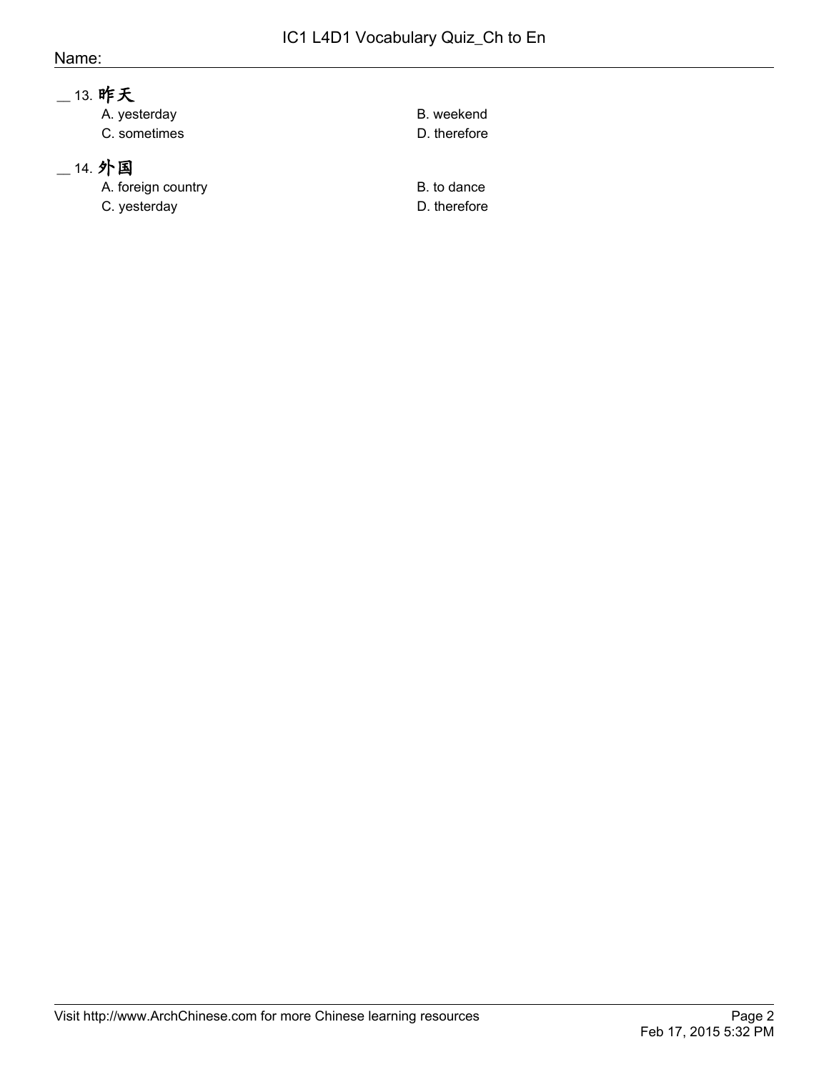Name:

\_\_ 13. **昨天**

A. yesterday
B. weekend
C. sometimes
D. therefore

\_\_ 14. **外国**

A. foreign country
B. to dance
C. yesterday
D. therefore